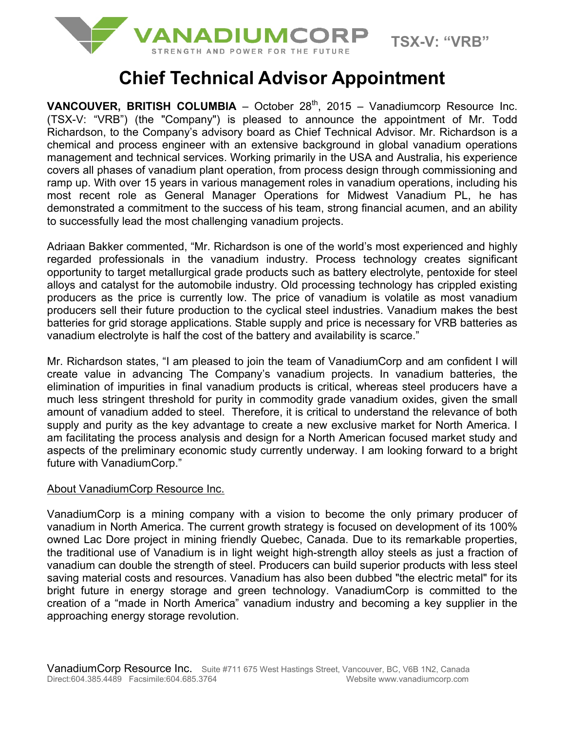VANADIUMCORP
STRENGTH AND POWER FOR THE FUTURE

TSX-V: "VRB"

# Chief Technical Advisor Appointment

**VANCOUVER, BRITISH COLUMBIA** – October 28th, 2015 – Vanadiumcorp Resource Inc. (TSX-V: "VRB") (the "Company") is pleased to announce the appointment of Mr. Todd Richardson, to the Company's advisory board as Chief Technical Advisor. Mr. Richardson is a chemical and process engineer with an extensive background in global vanadium operations management and technical services. Working primarily in the USA and Australia, his experience covers all phases of vanadium plant operation, from process design through commissioning and ramp up. With over 15 years in various management roles in vanadium operations, including his most recent role as General Manager Operations for Midwest Vanadium PL, he has demonstrated a commitment to the success of his team, strong financial acumen, and an ability to successfully lead the most challenging vanadium projects.

Adriaan Bakker commented, "Mr. Richardson is one of the world's most experienced and highly regarded professionals in the vanadium industry. Process technology creates significant opportunity to target metallurgical grade products such as battery electrolyte, pentoxide for steel alloys and catalyst for the automobile industry. Old processing technology has crippled existing producers as the price is currently low. The price of vanadium is volatile as most vanadium producers sell their future production to the cyclical steel industries. Vanadium makes the best batteries for grid storage applications. Stable supply and price is necessary for VRB batteries as vanadium electrolyte is half the cost of the battery and availability is scarce."

Mr. Richardson states, "I am pleased to join the team of VanadiumCorp and am confident I will create value in advancing The Company's vanadium projects. In vanadium batteries, the elimination of impurities in final vanadium products is critical, whereas steel producers have a much less stringent threshold for purity in commodity grade vanadium oxides, given the small amount of vanadium added to steel. Therefore, it is critical to understand the relevance of both supply and purity as the key advantage to create a new exclusive market for North America. I am facilitating the process analysis and design for a North American focused market study and aspects of the preliminary economic study currently underway. I am looking forward to a bright future with VanadiumCorp."

## About VanadiumCorp Resource Inc.

VanadiumCorp is a mining company with a vision to become the only primary producer of vanadium in North America. The current growth strategy is focused on development of its 100% owned Lac Dore project in mining friendly Quebec, Canada. Due to its remarkable properties, the traditional use of Vanadium is in light weight high-strength alloy steels as just a fraction of vanadium can double the strength of steel. Producers can build superior products with less steel saving material costs and resources. Vanadium has also been dubbed "the electric metal" for its bright future in energy storage and green technology. VanadiumCorp is committed to the creation of a "made in North America" vanadium industry and becoming a key supplier in the approaching energy storage revolution.

VanadiumCorp Resource Inc. Suite #711 675 West Hastings Street, Vancouver, BC, V6B 1N2, Canada
Direct:604.385.4489 Facsimile:604.685.3764 Website www.vanadiumcorp.com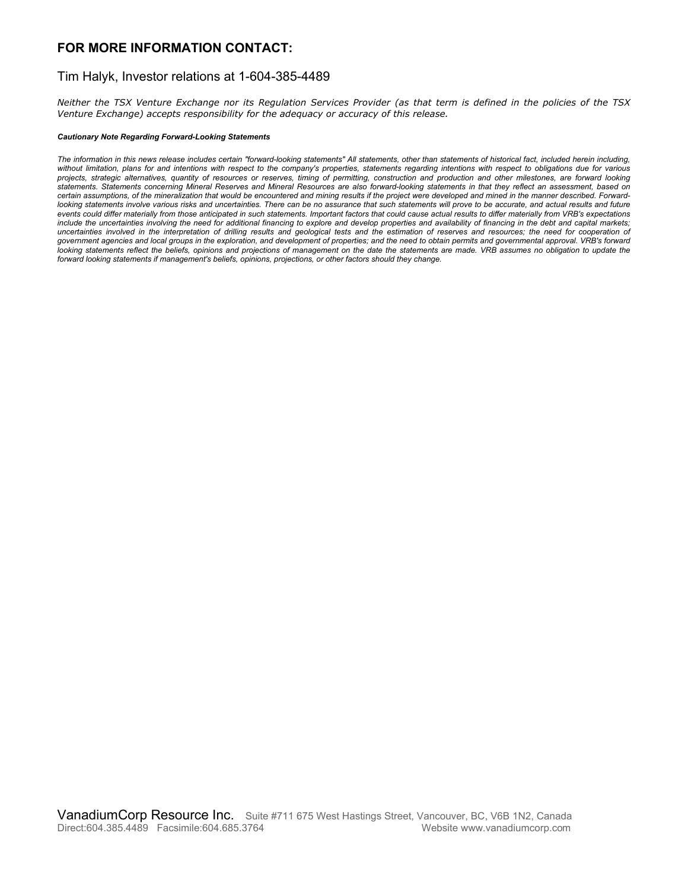## FOR MORE INFORMATION CONTACT:

Tim Halyk, Investor relations at 1-604-385-4489

*Neither the TSX Venture Exchange nor its Regulation Services Provider (as that term is defined in the policies of the TSX Venture Exchange) accepts responsibility for the adequacy or accuracy of this release.*

***Cautionary Note Regarding Forward-Looking Statements***

*The information in this news release includes certain "forward-looking statements" All statements, other than statements of historical fact, included herein including, without limitation, plans for and intentions with respect to the company's properties, statements regarding intentions with respect to obligations due for various projects, strategic alternatives, quantity of resources or reserves, timing of permitting, construction and production and other milestones, are forward looking statements. Statements concerning Mineral Reserves and Mineral Resources are also forward-looking statements in that they reflect an assessment, based on certain assumptions, of the mineralization that would be encountered and mining results if the project were developed and mined in the manner described. Forward-looking statements involve various risks and uncertainties. There can be no assurance that such statements will prove to be accurate, and actual results and future events could differ materially from those anticipated in such statements. Important factors that could cause actual results to differ materially from VRB's expectations include the uncertainties involving the need for additional financing to explore and develop properties and availability of financing in the debt and capital markets; uncertainties involved in the interpretation of drilling results and geological tests and the estimation of reserves and resources; the need for cooperation of government agencies and local groups in the exploration, and development of properties; and the need to obtain permits and governmental approval. VRB's forward looking statements reflect the beliefs, opinions and projections of management on the date the statements are made. VRB assumes no obligation to update the forward looking statements if management's beliefs, opinions, projections, or other factors should they change.*

VanadiumCorp Resource Inc. Suite #711 675 West Hastings Street, Vancouver, BC, V6B 1N2, Canada
Direct:604.385.4489 Facsimile:604.685.3764 Website www.vanadiumcorp.com